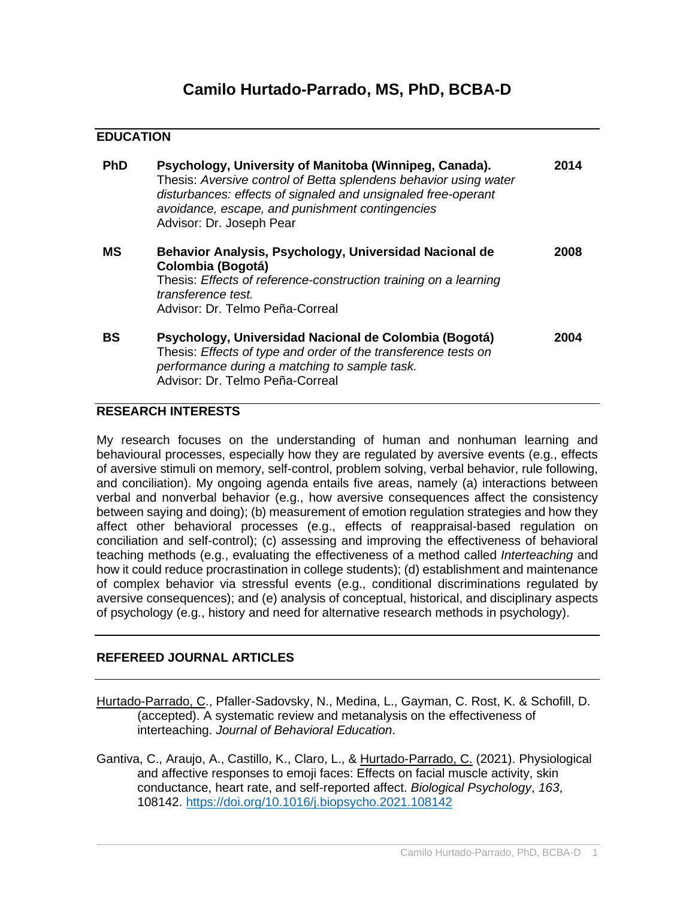# Camilo Hurtado-Parrado, MS, PhD, BCBA-D

## EDUCATION

| | | |
|---|---|---|
| **PhD** | **Psychology, University of Manitoba (Winnipeg, Canada).** Thesis: *Aversive control of Betta splendens behavior using water disturbances: effects of signaled and unsignaled free-operant avoidance, escape, and punishment contingencies* Advisor: Dr. Joseph Pear | **2014** |
| **MS** | **Behavior Analysis, Psychology, Universidad Nacional de Colombia (Bogotá)** Thesis: *Effects of reference-construction training on a learning transference test.* Advisor: Dr. Telmo Peña-Correal | **2008** |
| **BS** | **Psychology, Universidad Nacional de Colombia (Bogotá)** Thesis: *Effects of type and order of the transference tests on performance during a matching to sample task.* Advisor: Dr. Telmo Peña-Correal | **2004** |

## RESEARCH INTERESTS

My research focuses on the understanding of human and nonhuman learning and behavioural processes, especially how they are regulated by aversive events (e.g., effects of aversive stimuli on memory, self-control, problem solving, verbal behavior, rule following, and conciliation). My ongoing agenda entails five areas, namely (a) interactions between verbal and nonverbal behavior (e.g., how aversive consequences affect the consistency between saying and doing); (b) measurement of emotion regulation strategies and how they affect other behavioral processes (e.g., effects of reappraisal-based regulation on conciliation and self-control); (c) assessing and improving the effectiveness of behavioral teaching methods (e.g., evaluating the effectiveness of a method called *Interteaching* and how it could reduce procrastination in college students); (d) establishment and maintenance of complex behavior via stressful events (e.g., conditional discriminations regulated by aversive consequences); and (e) analysis of conceptual, historical, and disciplinary aspects of psychology (e.g., history and need for alternative research methods in psychology).

## REFEREED JOURNAL ARTICLES

Hurtado-Parrado, C., Pfaller-Sadovsky, N., Medina, L., Gayman, C. Rost, K. & Schofill, D. (accepted). A systematic review and metanalysis on the effectiveness of interteaching. *Journal of Behavioral Education*.

Gantiva, C., Araujo, A., Castillo, K., Claro, L., & Hurtado-Parrado, C. (2021). Physiological and affective responses to emoji faces: Effects on facial muscle activity, skin conductance, heart rate, and self-reported affect. *Biological Psychology*, *163*, 108142. https://doi.org/10.1016/j.biopsycho.2021.108142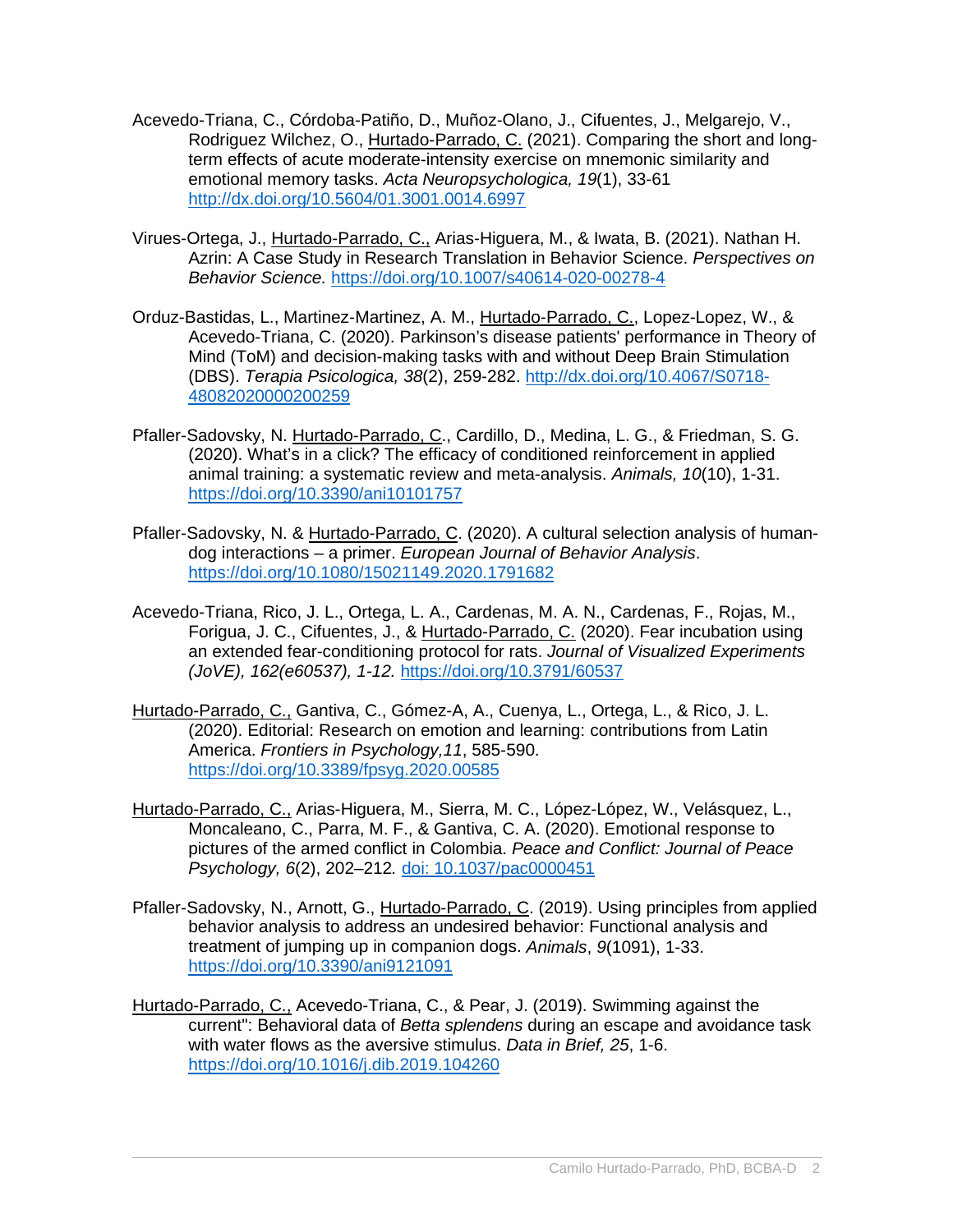Acevedo-Triana, C., Córdoba-Patiño, D., Muñoz-Olano, J., Cifuentes, J., Melgarejo, V., Rodriguez Wilchez, O., Hurtado-Parrado, C. (2021). Comparing the short and long-term effects of acute moderate-intensity exercise on mnemonic similarity and emotional memory tasks. *Acta Neuropsychologica, 19*(1), 33-61 http://dx.doi.org/10.5604/01.3001.0014.6997

Virues-Ortega, J., Hurtado-Parrado, C., Arias-Higuera, M., & Iwata, B. (2021). Nathan H. Azrin: A Case Study in Research Translation in Behavior Science. *Perspectives on Behavior Science.* https://doi.org/10.1007/s40614-020-00278-4

Orduz-Bastidas, L., Martinez-Martinez, A. M., Hurtado-Parrado, C., Lopez-Lopez, W., & Acevedo-Triana, C. (2020). Parkinson's disease patients' performance in Theory of Mind (ToM) and decision-making tasks with and without Deep Brain Stimulation (DBS). *Terapia Psicologica, 38*(2), 259-282. http://dx.doi.org/10.4067/S0718-48082020000200259

Pfaller-Sadovsky, N. Hurtado-Parrado, C., Cardillo, D., Medina, L. G., & Friedman, S. G. (2020). What's in a click? The efficacy of conditioned reinforcement in applied animal training: a systematic review and meta-analysis. *Animals, 10*(10), 1-31. https://doi.org/10.3390/ani10101757

Pfaller-Sadovsky, N. & Hurtado-Parrado, C. (2020). A cultural selection analysis of human-dog interactions – a primer. *European Journal of Behavior Analysis*. https://doi.org/10.1080/15021149.2020.1791682

Acevedo-Triana, Rico, J. L., Ortega, L. A., Cardenas, M. A. N., Cardenas, F., Rojas, M., Forigua, J. C., Cifuentes, J., & Hurtado-Parrado, C. (2020). Fear incubation using an extended fear-conditioning protocol for rats. *Journal of Visualized Experiments (JoVE), 162(e60537), 1-12.* https://doi.org/10.3791/60537

Hurtado-Parrado, C., Gantiva, C., Gómez-A, A., Cuenya, L., Ortega, L., & Rico, J. L. (2020). Editorial: Research on emotion and learning: contributions from Latin America. *Frontiers in Psychology,11*, 585-590. https://doi.org/10.3389/fpsyg.2020.00585

Hurtado-Parrado, C., Arias-Higuera, M., Sierra, M. C., López-López, W., Velásquez, L., Moncaleano, C., Parra, M. F., & Gantiva, C. A. (2020). Emotional response to pictures of the armed conflict in Colombia. *Peace and Conflict: Journal of Peace Psychology, 6*(2), 202–212*.* doi: 10.1037/pac0000451

Pfaller-Sadovsky, N., Arnott, G., Hurtado-Parrado, C. (2019). Using principles from applied behavior analysis to address an undesired behavior: Functional analysis and treatment of jumping up in companion dogs. *Animals*, *9*(1091), 1-33. https://doi.org/10.3390/ani9121091

Hurtado-Parrado, C., Acevedo-Triana, C., & Pear, J. (2019). Swimming against the current": Behavioral data of *Betta splendens* during an escape and avoidance task with water flows as the aversive stimulus. *Data in Brief, 25*, 1-6. https://doi.org/10.1016/j.dib.2019.104260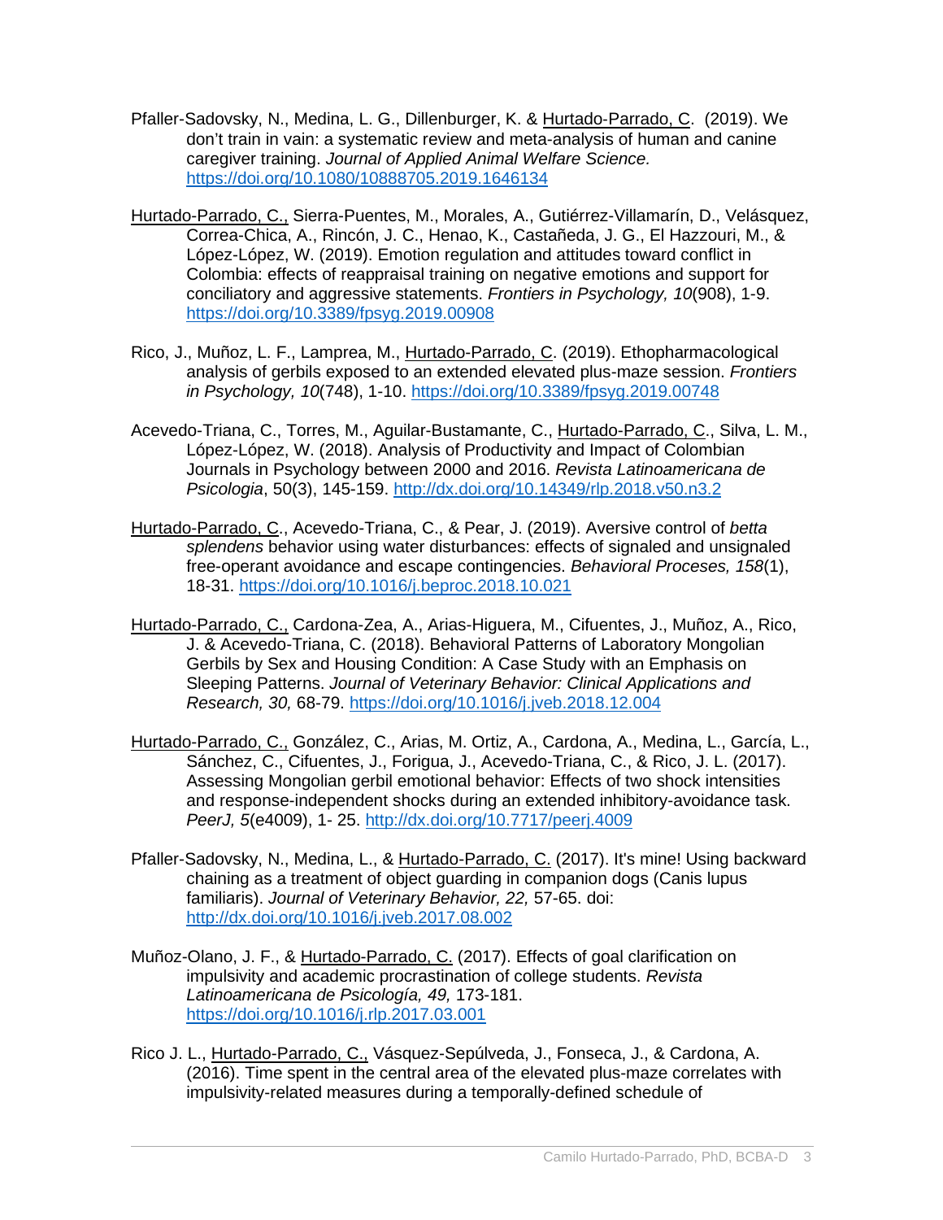Pfaller-Sadovsky, N., Medina, L. G., Dillenburger, K. & <u>Hurtado-Parrado, C</u>. (2019). We don't train in vain: a systematic review and meta-analysis of human and canine caregiver training. *Journal of Applied Animal Welfare Science.* https://doi.org/10.1080/10888705.2019.1646134

<u>Hurtado-Parrado, C.,</u> Sierra-Puentes, M., Morales, A., Gutiérrez-Villamarín, D., Velásquez, Correa-Chica, A., Rincón, J. C., Henao, K., Castañeda, J. G., El Hazzouri, M., & López-López, W. (2019). Emotion regulation and attitudes toward conflict in Colombia: effects of reappraisal training on negative emotions and support for conciliatory and aggressive statements. *Frontiers in Psychology, 10*(908), 1-9. https://doi.org/10.3389/fpsyg.2019.00908

Rico, J., Muñoz, L. F., Lamprea, M., <u>Hurtado-Parrado, C</u>. (2019). Ethopharmacological analysis of gerbils exposed to an extended elevated plus-maze session. *Frontiers in Psychology, 10*(748), 1-10. https://doi.org/10.3389/fpsyg.2019.00748

Acevedo-Triana, C., Torres, M., Aguilar-Bustamante, C., <u>Hurtado-Parrado, C</u>., Silva, L. M., López-López, W. (2018). Analysis of Productivity and Impact of Colombian Journals in Psychology between 2000 and 2016. *Revista Latinoamericana de Psicologia*, 50(3), 145-159. http://dx.doi.org/10.14349/rlp.2018.v50.n3.2

<u>Hurtado-Parrado, C</u>., Acevedo-Triana, C., & Pear, J. (2019). Aversive control of *betta splendens* behavior using water disturbances: effects of signaled and unsignaled free-operant avoidance and escape contingencies. *Behavioral Proceses, 158*(1), 18-31. https://doi.org/10.1016/j.beproc.2018.10.021

<u>Hurtado-Parrado, C.,</u> Cardona-Zea, A., Arias-Higuera, M., Cifuentes, J., Muñoz, A., Rico, J. & Acevedo-Triana, C. (2018). Behavioral Patterns of Laboratory Mongolian Gerbils by Sex and Housing Condition: A Case Study with an Emphasis on Sleeping Patterns. *Journal of Veterinary Behavior: Clinical Applications and Research, 30,* 68-79. https://doi.org/10.1016/j.jveb.2018.12.004

<u>Hurtado-Parrado, C.,</u> González, C., Arias, M. Ortiz, A., Cardona, A., Medina, L., García, L., Sánchez, C., Cifuentes, J., Forigua, J., Acevedo-Triana, C., & Rico, J. L. (2017). Assessing Mongolian gerbil emotional behavior: Effects of two shock intensities and response-independent shocks during an extended inhibitory-avoidance task. *PeerJ, 5*(e4009), 1- 25. http://dx.doi.org/10.7717/peerj.4009

Pfaller-Sadovsky, N., Medina, L., & <u>Hurtado-Parrado, C.</u> (2017). It's mine! Using backward chaining as a treatment of object guarding in companion dogs (Canis lupus familiaris). *Journal of Veterinary Behavior, 22,* 57-65. doi: http://dx.doi.org/10.1016/j.jveb.2017.08.002

Muñoz-Olano, J. F., & <u>Hurtado-Parrado, C.</u> (2017). Effects of goal clarification on impulsivity and academic procrastination of college students. *Revista Latinoamericana de Psicología, 49,* 173-181. https://doi.org/10.1016/j.rlp.2017.03.001

Rico J. L., <u>Hurtado-Parrado, C.,</u> Vásquez-Sepúlveda, J., Fonseca, J., & Cardona, A. (2016). Time spent in the central area of the elevated plus-maze correlates with impulsivity-related measures during a temporally-defined schedule of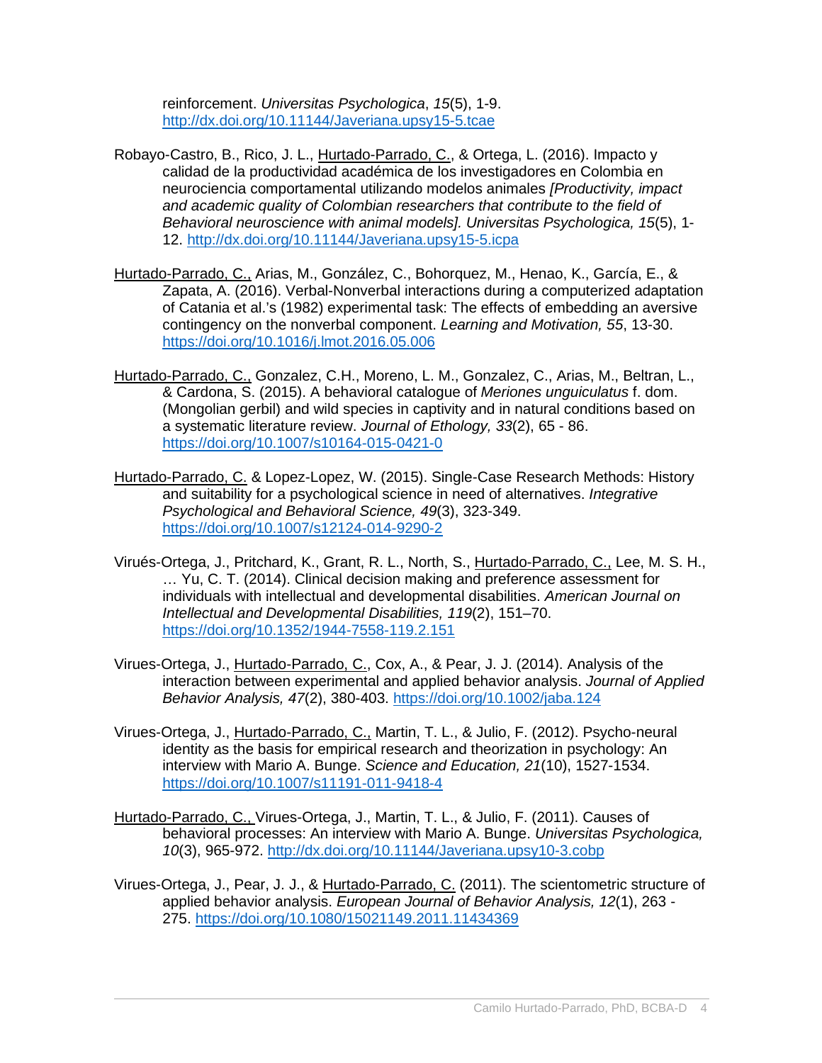reinforcement. *Universitas Psychologica*, *15*(5), 1-9. http://dx.doi.org/10.11144/Javeriana.upsy15-5.tcae

Robayo-Castro, B., Rico, J. L., <u>Hurtado-Parrado, C.</u>, & Ortega, L. (2016). Impacto y calidad de la productividad académica de los investigadores en Colombia en neurociencia comportamental utilizando modelos animales *[Productivity, impact and academic quality of Colombian researchers that contribute to the field of Behavioral neuroscience with animal models]. Universitas Psychologica, 15*(5), 1-12. http://dx.doi.org/10.11144/Javeriana.upsy15-5.icpa

<u>Hurtado-Parrado, C.,</u> Arias, M., González, C., Bohorquez, M., Henao, K., García, E., & Zapata, A. (2016). Verbal-Nonverbal interactions during a computerized adaptation of Catania et al.'s (1982) experimental task: The effects of embedding an aversive contingency on the nonverbal component. *Learning and Motivation, 55*, 13-30. https://doi.org/10.1016/j.lmot.2016.05.006

<u>Hurtado-Parrado, C.,</u> Gonzalez, C.H., Moreno, L. M., Gonzalez, C., Arias, M., Beltran, L., & Cardona, S. (2015). A behavioral catalogue of *Meriones unguiculatus* f. dom. (Mongolian gerbil) and wild species in captivity and in natural conditions based on a systematic literature review. *Journal of Ethology, 33*(2), 65 - 86. https://doi.org/10.1007/s10164-015-0421-0

<u>Hurtado-Parrado, C.</u> & Lopez-Lopez, W. (2015). Single-Case Research Methods: History and suitability for a psychological science in need of alternatives. *Integrative Psychological and Behavioral Science, 49*(3), 323-349. https://doi.org/10.1007/s12124-014-9290-2

Virués-Ortega, J., Pritchard, K., Grant, R. L., North, S., <u>Hurtado-Parrado, C.,</u> Lee, M. S. H., … Yu, C. T. (2014). Clinical decision making and preference assessment for individuals with intellectual and developmental disabilities. *American Journal on Intellectual and Developmental Disabilities, 119*(2), 151–70. https://doi.org/10.1352/1944-7558-119.2.151

Virues-Ortega, J., <u>Hurtado-Parrado, C.</u>, Cox, A., & Pear, J. J. (2014). Analysis of the interaction between experimental and applied behavior analysis. *Journal of Applied Behavior Analysis, 47*(2), 380-403. https://doi.org/10.1002/jaba.124

Virues-Ortega, J., <u>Hurtado-Parrado, C.,</u> Martin, T. L., & Julio, F. (2012). Psycho-neural identity as the basis for empirical research and theorization in psychology: An interview with Mario A. Bunge. *Science and Education, 21*(10), 1527-1534. https://doi.org/10.1007/s11191-011-9418-4

<u>Hurtado-Parrado, C.,</u> Virues-Ortega, J., Martin, T. L., & Julio, F. (2011). Causes of behavioral processes: An interview with Mario A. Bunge. *Universitas Psychologica, 10*(3), 965-972. http://dx.doi.org/10.11144/Javeriana.upsy10-3.cobp

Virues-Ortega, J., Pear, J. J., & <u>Hurtado-Parrado, C.</u> (2011). The scientometric structure of applied behavior analysis. *European Journal of Behavior Analysis, 12*(1), 263 - 275. https://doi.org/10.1080/15021149.2011.11434369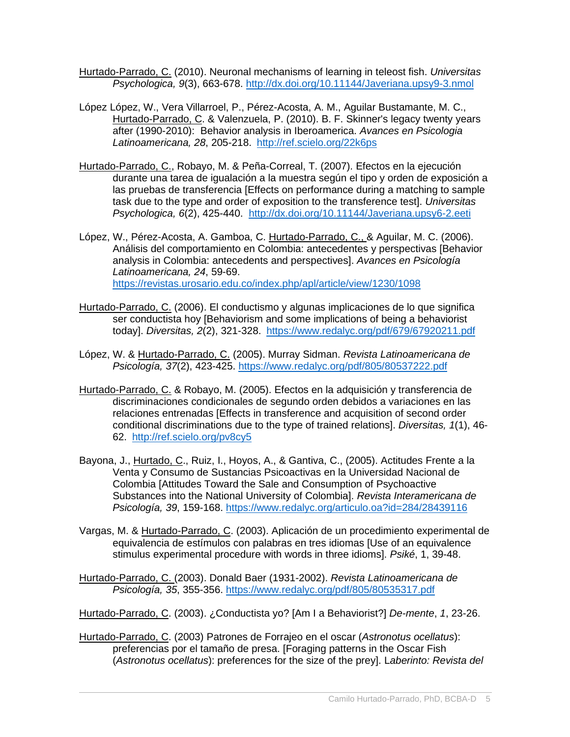Hurtado-Parrado, C. (2010). Neuronal mechanisms of learning in teleost fish. *Universitas Psychologica, 9*(3), 663-678. http://dx.doi.org/10.11144/Javeriana.upsy9-3.nmol

López López, W., Vera Villarroel, P., Pérez-Acosta, A. M., Aguilar Bustamante, M. C., Hurtado-Parrado, C. & Valenzuela, P. (2010). B. F. Skinner's legacy twenty years after (1990-2010): Behavior analysis in Iberoamerica. *Avances en Psicologia Latinoamericana, 28*, 205-218. http://ref.scielo.org/22k6ps

Hurtado-Parrado, C., Robayo, M. & Peña-Correal, T. (2007). Efectos en la ejecución durante una tarea de igualación a la muestra según el tipo y orden de exposición a las pruebas de transferencia [Effects on performance during a matching to sample task due to the type and order of exposition to the transference test]. *Universitas Psychologica, 6*(2), 425-440. http://dx.doi.org/10.11144/Javeriana.upsy6-2.eeti

López, W., Pérez-Acosta, A. Gamboa, C. Hurtado-Parrado, C., & Aguilar, M. C. (2006). Análisis del comportamiento en Colombia: antecedentes y perspectivas [Behavior analysis in Colombia: antecedents and perspectives]. *Avances en Psicología Latinoamericana, 24*, 59-69. https://revistas.urosario.edu.co/index.php/apl/article/view/1230/1098

Hurtado-Parrado, C. (2006). El conductismo y algunas implicaciones de lo que significa ser conductista hoy [Behaviorism and some implications of being a behaviorist today]. *Diversitas, 2*(2), 321-328. https://www.redalyc.org/pdf/679/67920211.pdf

López, W. & Hurtado-Parrado, C. (2005). Murray Sidman. *Revista Latinoamericana de Psicología, 37*(2), 423-425. https://www.redalyc.org/pdf/805/80537222.pdf

Hurtado-Parrado, C. & Robayo, M. (2005). Efectos en la adquisición y transferencia de discriminaciones condicionales de segundo orden debidos a variaciones en las relaciones entrenadas [Effects in transference and acquisition of second order conditional discriminations due to the type of trained relations]. *Diversitas, 1*(1), 46-62. http://ref.scielo.org/pv8cy5

Bayona, J., Hurtado, C., Ruiz, I., Hoyos, A., & Gantiva, C., (2005). Actitudes Frente a la Venta y Consumo de Sustancias Psicoactivas en la Universidad Nacional de Colombia [Attitudes Toward the Sale and Consumption of Psychoactive Substances into the National University of Colombia]. *Revista Interamericana de Psicología, 39*, 159-168. https://www.redalyc.org/articulo.oa?id=284/28439116

Vargas, M. & Hurtado-Parrado, C. (2003). Aplicación de un procedimiento experimental de equivalencia de estímulos con palabras en tres idiomas [Use of an equivalence stimulus experimental procedure with words in three idioms]. *Psiké*, 1, 39-48.

Hurtado-Parrado, C. (2003). Donald Baer (1931-2002). *Revista Latinoamericana de Psicología, 35*, 355-356. https://www.redalyc.org/pdf/805/80535317.pdf

Hurtado-Parrado, C. (2003). ¿Conductista yo? [Am I a Behaviorist?] *De-mente*, *1*, 23-26.

Hurtado-Parrado, C. (2003) Patrones de Forrajeo en el oscar (*Astronotus ocellatus*): preferencias por el tamaño de presa. [Foraging patterns in the Oscar Fish (*Astronotus ocellatus*): preferences for the size of the prey]. L*aberinto: Revista del*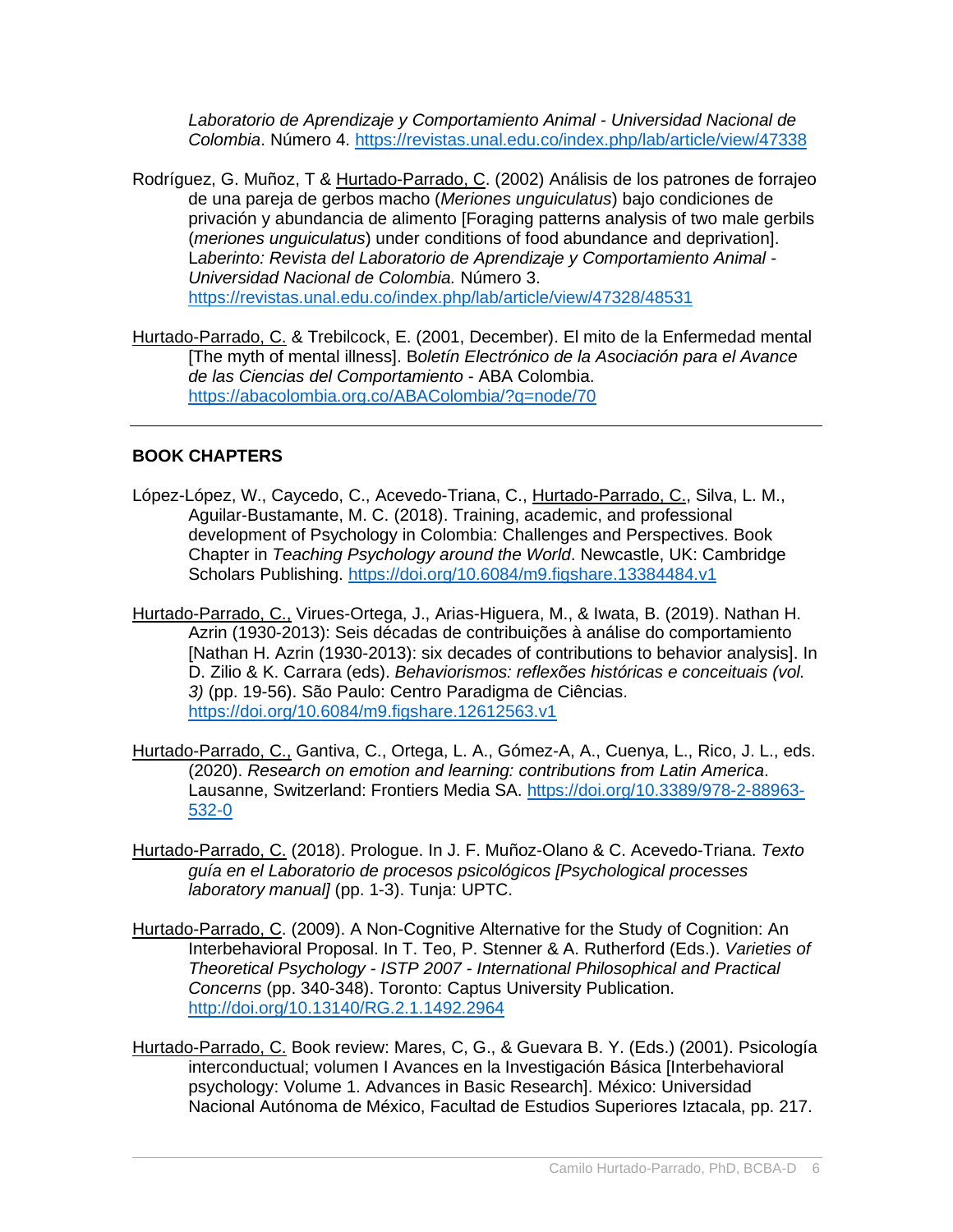*Laboratorio de Aprendizaje y Comportamiento Animal - Universidad Nacional de Colombia*. Número 4. https://revistas.unal.edu.co/index.php/lab/article/view/47338

Rodríguez, G. Muñoz, T & Hurtado-Parrado, C. (2002) Análisis de los patrones de forrajeo de una pareja de gerbos macho (*Meriones unguiculatus*) bajo condiciones de privación y abundancia de alimento [Foraging patterns analysis of two male gerbils (*meriones unguiculatus*) under conditions of food abundance and deprivation]. L*aberinto: Revista del Laboratorio de Aprendizaje y Comportamiento Animal - Universidad Nacional de Colombia.* Número 3. https://revistas.unal.edu.co/index.php/lab/article/view/47328/48531

Hurtado-Parrado, C. & Trebilcock, E. (2001, December). El mito de la Enfermedad mental [The myth of mental illness]. B*oletín Electrónico de la Asociación para el Avance de las Ciencias del Comportamiento* - ABA Colombia. https://abacolombia.org.co/ABAColombia/?q=node/70

---

**BOOK CHAPTERS**

López-López, W., Caycedo, C., Acevedo-Triana, C., Hurtado-Parrado, C., Silva, L. M., Aguilar-Bustamante, M. C. (2018). Training, academic, and professional development of Psychology in Colombia: Challenges and Perspectives. Book Chapter in *Teaching Psychology around the World*. Newcastle, UK: Cambridge Scholars Publishing. https://doi.org/10.6084/m9.figshare.13384484.v1

Hurtado-Parrado, C., Virues-Ortega, J., Arias-Higuera, M., & Iwata, B. (2019). Nathan H. Azrin (1930-2013): Seis décadas de contribuições à análise do comportamiento [Nathan H. Azrin (1930-2013): six decades of contributions to behavior analysis]. In D. Zilio & K. Carrara (eds). *Behaviorismos: reflexões históricas e conceituais (vol. 3)* (pp. 19-56). São Paulo: Centro Paradigma de Ciências. https://doi.org/10.6084/m9.figshare.12612563.v1

Hurtado-Parrado, C., Gantiva, C., Ortega, L. A., Gómez-A, A., Cuenya, L., Rico, J. L., eds. (2020). *Research on emotion and learning: contributions from Latin America*. Lausanne, Switzerland: Frontiers Media SA. https://doi.org/10.3389/978-2-88963-532-0

Hurtado-Parrado, C. (2018). Prologue. In J. F. Muñoz-Olano & C. Acevedo-Triana. *Texto guía en el Laboratorio de procesos psicológicos [Psychological processes laboratory manual]* (pp. 1-3). Tunja: UPTC.

Hurtado-Parrado, C. (2009). A Non-Cognitive Alternative for the Study of Cognition: An Interbehavioral Proposal. In T. Teo, P. Stenner & A. Rutherford (Eds.). *Varieties of Theoretical Psychology - ISTP 2007 - International Philosophical and Practical Concerns* (pp. 340-348). Toronto: Captus University Publication. http://doi.org/10.13140/RG.2.1.1492.2964

Hurtado-Parrado, C. Book review: Mares, C, G., & Guevara B. Y. (Eds.) (2001). Psicología interconductual; volumen I Avances en la Investigación Básica [Interbehavioral psychology: Volume 1. Advances in Basic Research]. México: Universidad Nacional Autónoma de México, Facultad de Estudios Superiores Iztacala, pp. 217.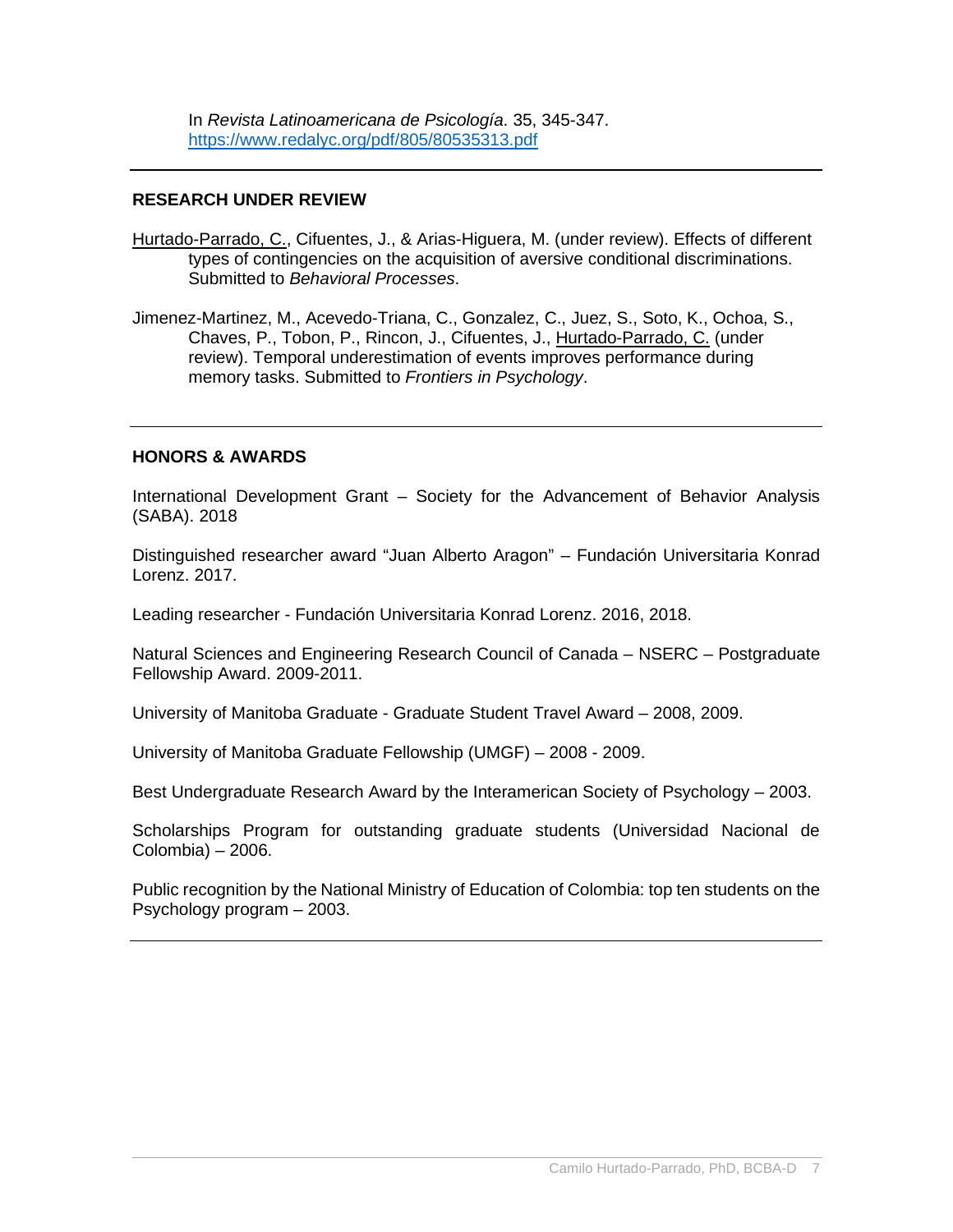In *Revista Latinoamericana de Psicología*. 35, 345-347. https://www.redalyc.org/pdf/805/80535313.pdf

---

## RESEARCH UNDER REVIEW

Hurtado-Parrado, C., Cifuentes, J., & Arias-Higuera, M. (under review). Effects of different types of contingencies on the acquisition of aversive conditional discriminations. Submitted to *Behavioral Processes*.

Jimenez-Martinez, M., Acevedo-Triana, C., Gonzalez, C., Juez, S., Soto, K., Ochoa, S., Chaves, P., Tobon, P., Rincon, J., Cifuentes, J., Hurtado-Parrado, C. (under review). Temporal underestimation of events improves performance during memory tasks. Submitted to *Frontiers in Psychology*.

---

## HONORS & AWARDS

International Development Grant – Society for the Advancement of Behavior Analysis (SABA). 2018

Distinguished researcher award "Juan Alberto Aragon" – Fundación Universitaria Konrad Lorenz. 2017.

Leading researcher - Fundación Universitaria Konrad Lorenz. 2016, 2018.

Natural Sciences and Engineering Research Council of Canada – NSERC – Postgraduate Fellowship Award. 2009-2011.

University of Manitoba Graduate - Graduate Student Travel Award – 2008, 2009.

University of Manitoba Graduate Fellowship (UMGF) – 2008 - 2009.

Best Undergraduate Research Award by the Interamerican Society of Psychology – 2003.

Scholarships Program for outstanding graduate students (Universidad Nacional de Colombia) – 2006.

Public recognition by the National Ministry of Education of Colombia: top ten students on the Psychology program – 2003.

---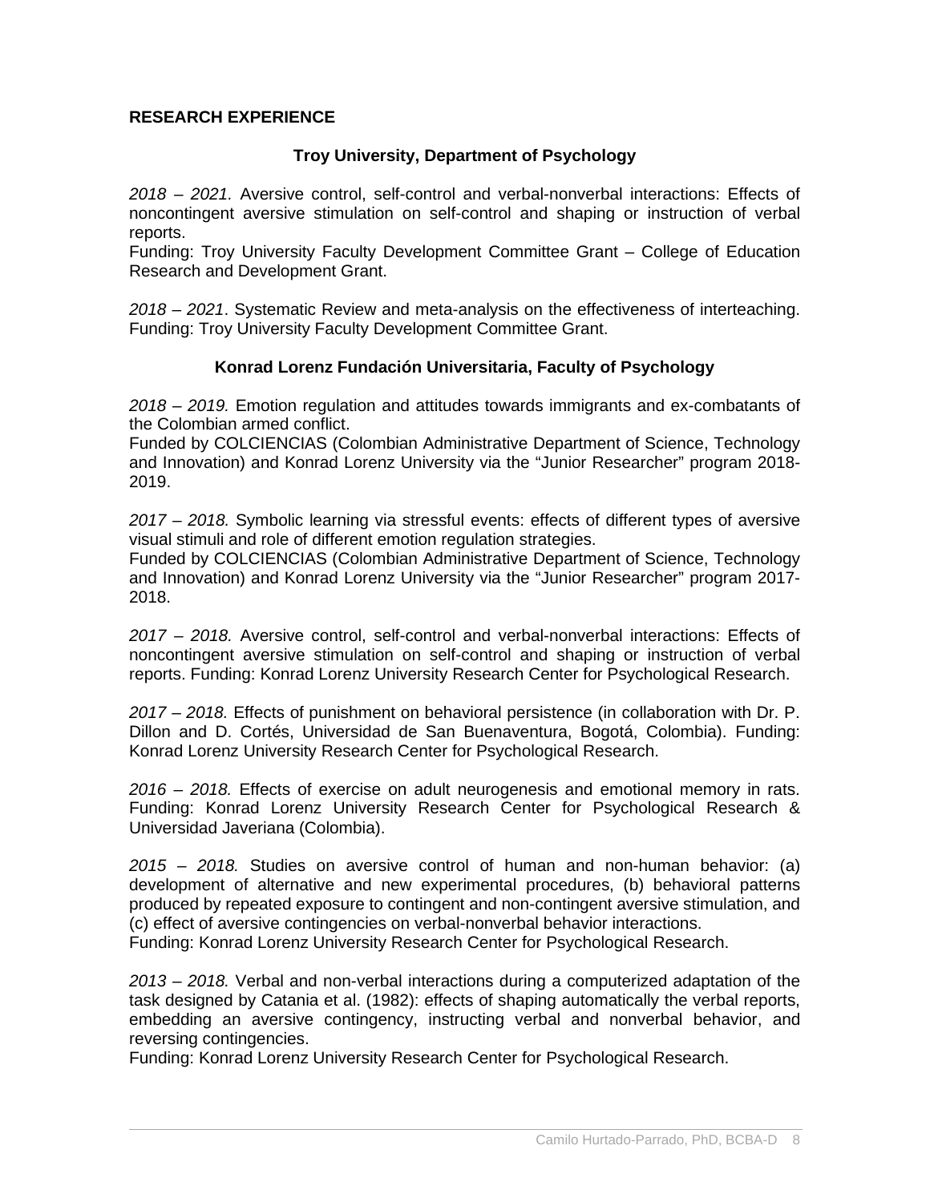## RESEARCH EXPERIENCE

### Troy University, Department of Psychology

*2018 – 2021.* Aversive control, self-control and verbal-nonverbal interactions: Effects of noncontingent aversive stimulation on self-control and shaping or instruction of verbal reports.
Funding: Troy University Faculty Development Committee Grant – College of Education Research and Development Grant.

*2018 – 2021*. Systematic Review and meta-analysis on the effectiveness of interteaching.
Funding: Troy University Faculty Development Committee Grant.

### Konrad Lorenz Fundación Universitaria, Faculty of Psychology

*2018 – 2019.* Emotion regulation and attitudes towards immigrants and ex-combatants of the Colombian armed conflict.
Funded by COLCIENCIAS (Colombian Administrative Department of Science, Technology and Innovation) and Konrad Lorenz University via the "Junior Researcher" program 2018-2019.

*2017 – 2018.* Symbolic learning via stressful events: effects of different types of aversive visual stimuli and role of different emotion regulation strategies.
Funded by COLCIENCIAS (Colombian Administrative Department of Science, Technology and Innovation) and Konrad Lorenz University via the "Junior Researcher" program 2017-2018.

*2017 – 2018.* Aversive control, self-control and verbal-nonverbal interactions: Effects of noncontingent aversive stimulation on self-control and shaping or instruction of verbal reports. Funding: Konrad Lorenz University Research Center for Psychological Research.

*2017 – 2018.* Effects of punishment on behavioral persistence (in collaboration with Dr. P. Dillon and D. Cortés, Universidad de San Buenaventura, Bogotá, Colombia). Funding: Konrad Lorenz University Research Center for Psychological Research.

*2016 – 2018.* Effects of exercise on adult neurogenesis and emotional memory in rats. Funding: Konrad Lorenz University Research Center for Psychological Research & Universidad Javeriana (Colombia).

*2015 – 2018.* Studies on aversive control of human and non-human behavior: (a) development of alternative and new experimental procedures, (b) behavioral patterns produced by repeated exposure to contingent and non-contingent aversive stimulation, and (c) effect of aversive contingencies on verbal-nonverbal behavior interactions.
Funding: Konrad Lorenz University Research Center for Psychological Research.

*2013 – 2018.* Verbal and non-verbal interactions during a computerized adaptation of the task designed by Catania et al. (1982): effects of shaping automatically the verbal reports, embedding an aversive contingency, instructing verbal and nonverbal behavior, and reversing contingencies.
Funding: Konrad Lorenz University Research Center for Psychological Research.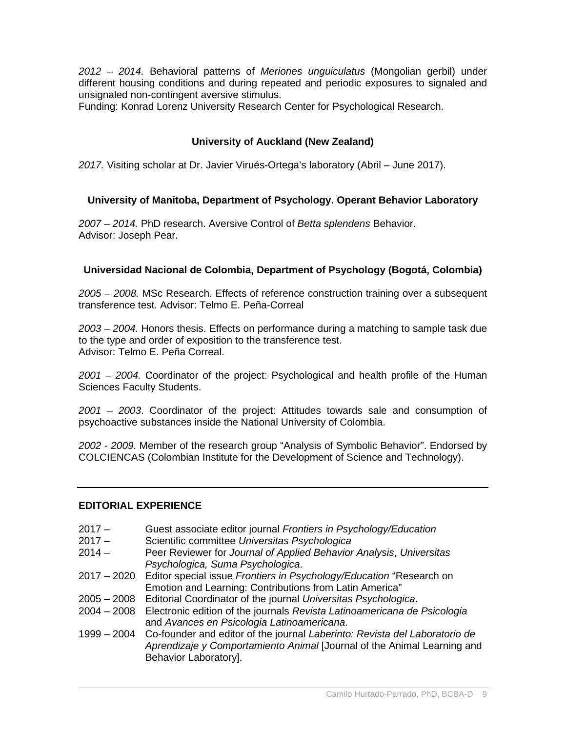*2012 – 2014.* Behavioral patterns of *Meriones unguiculatus* (Mongolian gerbil) under different housing conditions and during repeated and periodic exposures to signaled and unsignaled non-contingent aversive stimulus.
Funding: Konrad Lorenz University Research Center for Psychological Research.

**University of Auckland (New Zealand)**

*2017.* Visiting scholar at Dr. Javier Virués-Ortega's laboratory (Abril – June 2017).

**University of Manitoba, Department of Psychology. Operant Behavior Laboratory**

*2007 – 2014.* PhD research. Aversive Control of *Betta splendens* Behavior.
Advisor: Joseph Pear.

**Universidad Nacional de Colombia, Department of Psychology (Bogotá, Colombia)**

*2005 – 2008.* MSc Research. Effects of reference construction training over a subsequent transference test. Advisor: Telmo E. Peña-Correal

*2003 – 2004.* Honors thesis. Effects on performance during a matching to sample task due to the type and order of exposition to the transference test.
Advisor: Telmo E. Peña Correal.

*2001 – 2004.* Coordinator of the project: Psychological and health profile of the Human Sciences Faculty Students.

*2001 – 2003*. Coordinator of the project: Attitudes towards sale and consumption of psychoactive substances inside the National University of Colombia.

*2002 - 2009*. Member of the research group "Analysis of Symbolic Behavior". Endorsed by COLCIENCAS (Colombian Institute for the Development of Science and Technology).

---

**EDITORIAL EXPERIENCE**

2017 – Guest associate editor journal *Frontiers in Psychology/Education*
2017 – Scientific committee *Universitas Psychologica*
2014 – Peer Reviewer for *Journal of Applied Behavior Analysis*, *Universitas Psychologica, Suma Psychologica*.
2017 – 2020 Editor special issue *Frontiers in Psychology/Education* "Research on Emotion and Learning: Contributions from Latin America"
2005 – 2008 Editorial Coordinator of the journal *Universitas Psychologica*.
2004 – 2008 Electronic edition of the journals *Revista Latinoamericana de Psicologia* and *Avances en Psicologia Latinoamericana*.
1999 – 2004 Co-founder and editor of the journal *Laberinto: Revista del Laboratorio de Aprendizaje y Comportamiento Animal* [Journal of the Animal Learning and Behavior Laboratory].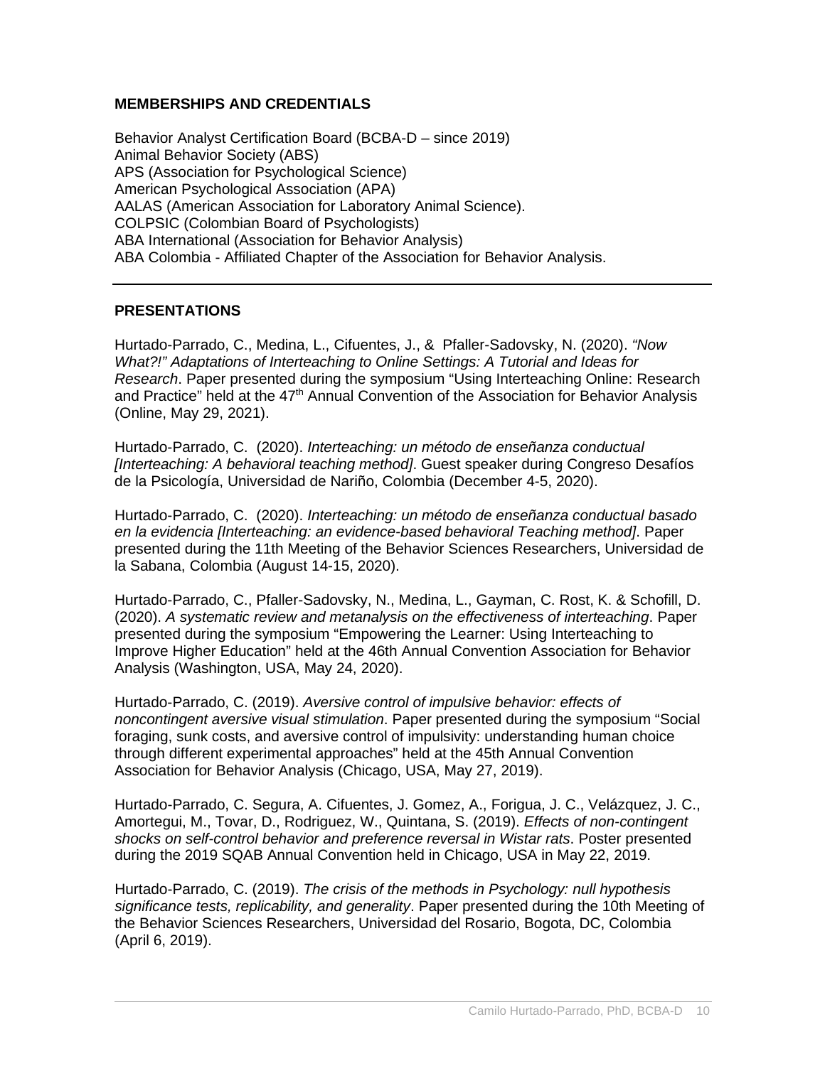## MEMBERSHIPS AND CREDENTIALS

Behavior Analyst Certification Board (BCBA-D – since 2019)
Animal Behavior Society (ABS)
APS (Association for Psychological Science)
American Psychological Association (APA)
AALAS (American Association for Laboratory Animal Science).
COLPSIC (Colombian Board of Psychologists)
ABA International (Association for Behavior Analysis)
ABA Colombia - Affiliated Chapter of the Association for Behavior Analysis.

---

## PRESENTATIONS

Hurtado-Parrado, C., Medina, L., Cifuentes, J., & Pfaller-Sadovsky, N. (2020). *"Now What?!" Adaptations of Interteaching to Online Settings: A Tutorial and Ideas for Research*. Paper presented during the symposium "Using Interteaching Online: Research and Practice" held at the 47th Annual Convention of the Association for Behavior Analysis (Online, May 29, 2021).

Hurtado-Parrado, C. (2020). *Interteaching: un método de enseñanza conductual [Interteaching: A behavioral teaching method]*. Guest speaker during Congreso Desafíos de la Psicología, Universidad de Nariño, Colombia (December 4-5, 2020).

Hurtado-Parrado, C. (2020). *Interteaching: un método de enseñanza conductual basado en la evidencia [Interteaching: an evidence-based behavioral Teaching method]*. Paper presented during the 11th Meeting of the Behavior Sciences Researchers, Universidad de la Sabana, Colombia (August 14-15, 2020).

Hurtado-Parrado, C., Pfaller-Sadovsky, N., Medina, L., Gayman, C. Rost, K. & Schofill, D. (2020). *A systematic review and metanalysis on the effectiveness of interteaching*. Paper presented during the symposium "Empowering the Learner: Using Interteaching to Improve Higher Education" held at the 46th Annual Convention Association for Behavior Analysis (Washington, USA, May 24, 2020).

Hurtado-Parrado, C. (2019). *Aversive control of impulsive behavior: effects of noncontingent aversive visual stimulation*. Paper presented during the symposium "Social foraging, sunk costs, and aversive control of impulsivity: understanding human choice through different experimental approaches" held at the 45th Annual Convention Association for Behavior Analysis (Chicago, USA, May 27, 2019).

Hurtado-Parrado, C. Segura, A. Cifuentes, J. Gomez, A., Forigua, J. C., Velázquez, J. C., Amortegui, M., Tovar, D., Rodriguez, W., Quintana, S. (2019). *Effects of non-contingent shocks on self-control behavior and preference reversal in Wistar rats*. Poster presented during the 2019 SQAB Annual Convention held in Chicago, USA in May 22, 2019.

Hurtado-Parrado, C. (2019). *The crisis of the methods in Psychology: null hypothesis significance tests, replicability, and generality*. Paper presented during the 10th Meeting of the Behavior Sciences Researchers, Universidad del Rosario, Bogota, DC, Colombia (April 6, 2019).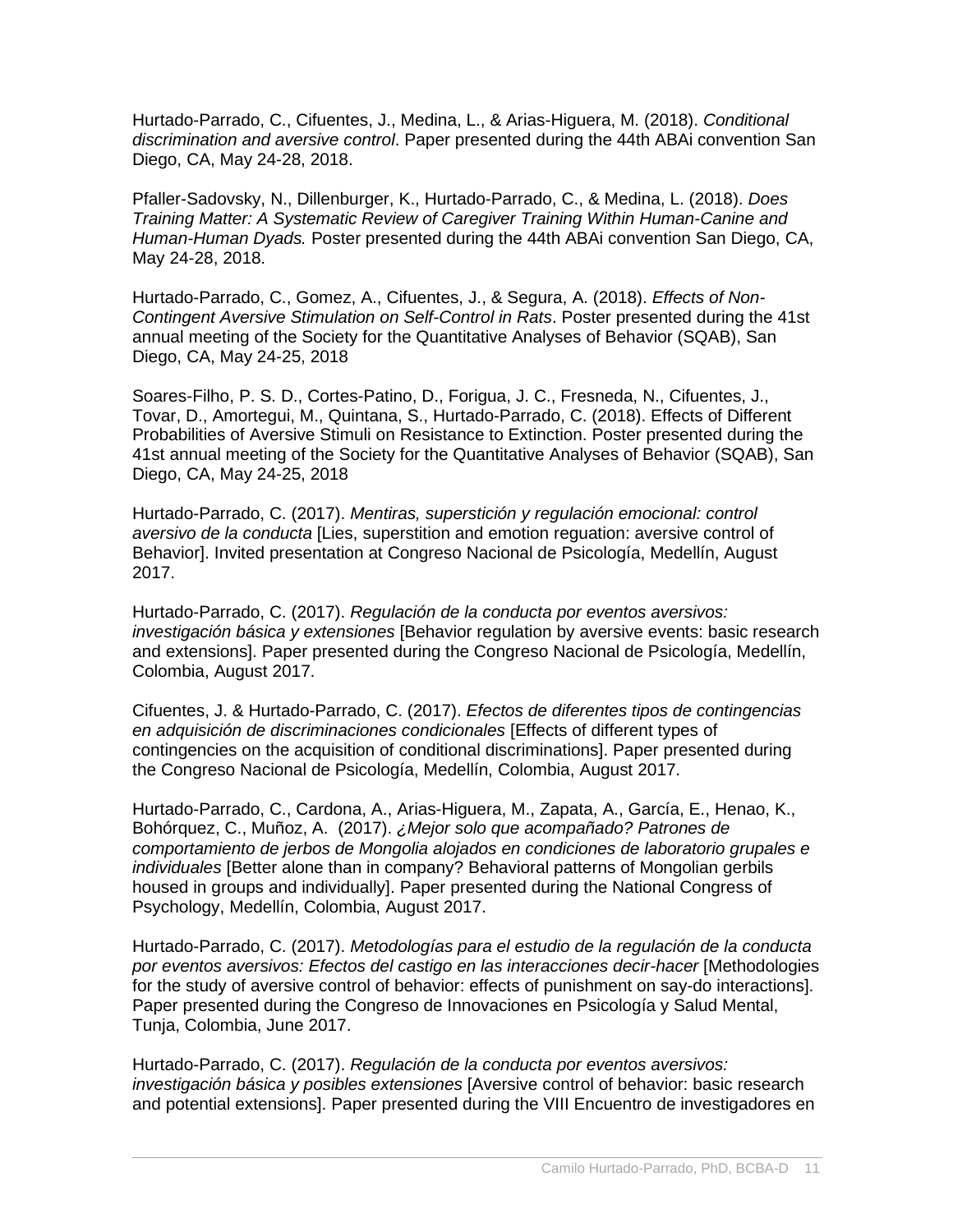Hurtado-Parrado, C., Cifuentes, J., Medina, L., & Arias-Higuera, M. (2018). *Conditional discrimination and aversive control*. Paper presented during the 44th ABAi convention San Diego, CA, May 24-28, 2018.

Pfaller-Sadovsky, N., Dillenburger, K., Hurtado-Parrado, C., & Medina, L. (2018). *Does Training Matter: A Systematic Review of Caregiver Training Within Human-Canine and Human-Human Dyads.* Poster presented during the 44th ABAi convention San Diego, CA, May 24-28, 2018.

Hurtado-Parrado, C., Gomez, A., Cifuentes, J., & Segura, A. (2018). *Effects of Non-Contingent Aversive Stimulation on Self-Control in Rats*. Poster presented during the 41st annual meeting of the Society for the Quantitative Analyses of Behavior (SQAB), San Diego, CA, May 24-25, 2018

Soares-Filho, P. S. D., Cortes-Patino, D., Forigua, J. C., Fresneda, N., Cifuentes, J., Tovar, D., Amortegui, M., Quintana, S., Hurtado-Parrado, C. (2018). Effects of Different Probabilities of Aversive Stimuli on Resistance to Extinction. Poster presented during the 41st annual meeting of the Society for the Quantitative Analyses of Behavior (SQAB), San Diego, CA, May 24-25, 2018

Hurtado-Parrado, C. (2017). *Mentiras, superstición y regulación emocional: control aversivo de la conducta* [Lies, superstition and emotion reguation: aversive control of Behavior]. Invited presentation at Congreso Nacional de Psicología, Medellín, August 2017.

Hurtado-Parrado, C. (2017). *Regulación de la conducta por eventos aversivos: investigación básica y extensiones* [Behavior regulation by aversive events: basic research and extensions]. Paper presented during the Congreso Nacional de Psicología, Medellín, Colombia, August 2017.

Cifuentes, J. & Hurtado-Parrado, C. (2017). *Efectos de diferentes tipos de contingencias en adquisición de discriminaciones condicionales* [Effects of different types of contingencies on the acquisition of conditional discriminations]. Paper presented during the Congreso Nacional de Psicología, Medellín, Colombia, August 2017.

Hurtado-Parrado, C., Cardona, A., Arias-Higuera, M., Zapata, A., García, E., Henao, K., Bohórquez, C., Muñoz, A. (2017). *¿Mejor solo que acompañado? Patrones de comportamiento de jerbos de Mongolia alojados en condiciones de laboratorio grupales e individuales* [Better alone than in company? Behavioral patterns of Mongolian gerbils housed in groups and individually]. Paper presented during the National Congress of Psychology, Medellín, Colombia, August 2017.

Hurtado-Parrado, C. (2017). *Metodologías para el estudio de la regulación de la conducta por eventos aversivos: Efectos del castigo en las interacciones decir-hacer* [Methodologies for the study of aversive control of behavior: effects of punishment on say-do interactions]. Paper presented during the Congreso de Innovaciones en Psicología y Salud Mental, Tunja, Colombia, June 2017.

Hurtado-Parrado, C. (2017). *Regulación de la conducta por eventos aversivos: investigación básica y posibles extensiones* [Aversive control of behavior: basic research and potential extensions]. Paper presented during the VIII Encuentro de investigadores en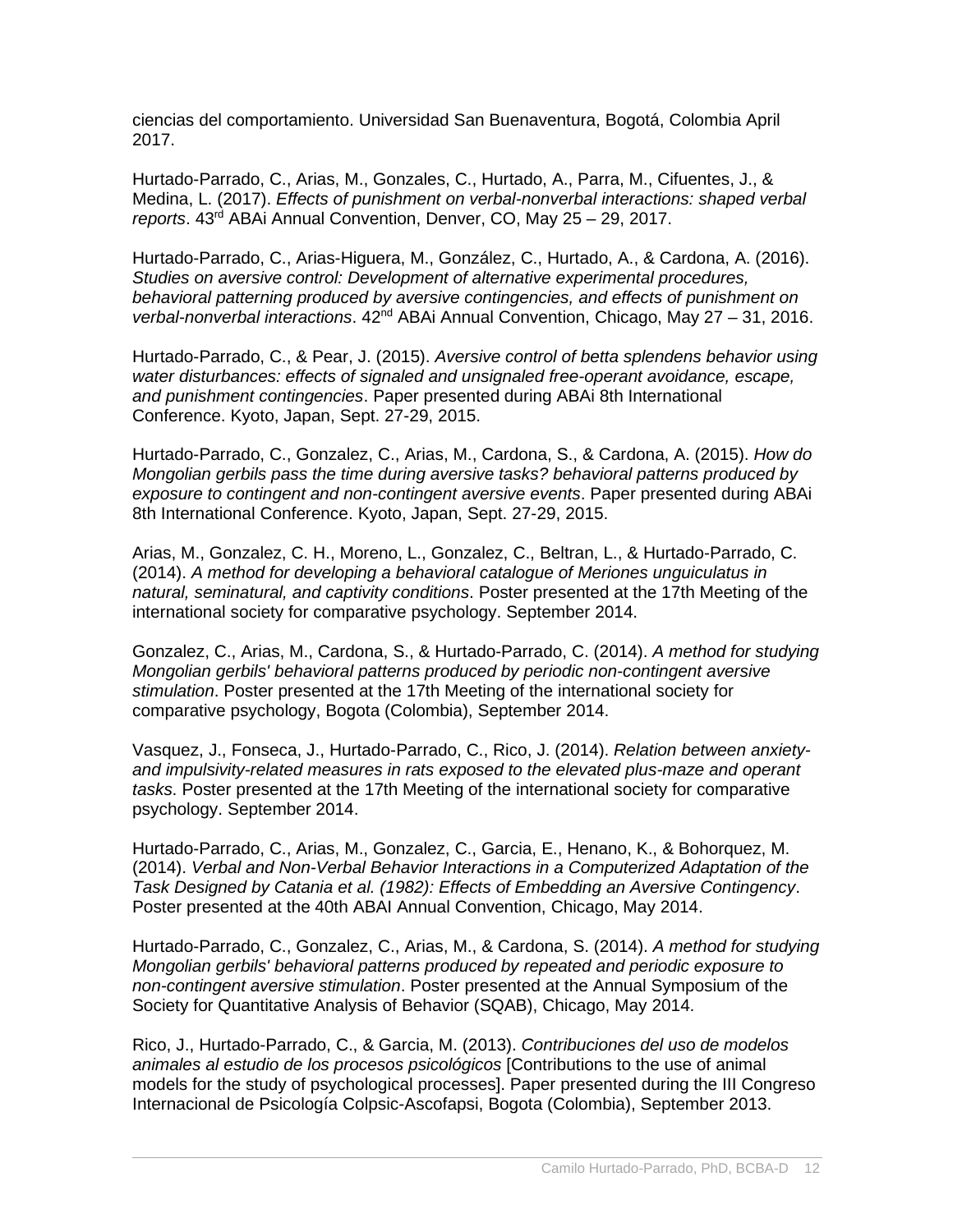ciencias del comportamiento. Universidad San Buenaventura, Bogotá, Colombia April 2017.

Hurtado-Parrado, C., Arias, M., Gonzales, C., Hurtado, A., Parra, M., Cifuentes, J., & Medina, L. (2017). *Effects of punishment on verbal-nonverbal interactions: shaped verbal reports*. 43rd ABAi Annual Convention, Denver, CO, May 25 – 29, 2017.

Hurtado-Parrado, C., Arias-Higuera, M., González, C., Hurtado, A., & Cardona, A. (2016). *Studies on aversive control: Development of alternative experimental procedures, behavioral patterning produced by aversive contingencies, and effects of punishment on verbal-nonverbal interactions*. 42nd ABAi Annual Convention, Chicago, May 27 – 31, 2016.

Hurtado-Parrado, C., & Pear, J. (2015). *Aversive control of betta splendens behavior using water disturbances: effects of signaled and unsignaled free-operant avoidance, escape, and punishment contingencies*. Paper presented during ABAi 8th International Conference. Kyoto, Japan, Sept. 27-29, 2015.

Hurtado-Parrado, C., Gonzalez, C., Arias, M., Cardona, S., & Cardona, A. (2015). *How do Mongolian gerbils pass the time during aversive tasks? behavioral patterns produced by exposure to contingent and non-contingent aversive events*. Paper presented during ABAi 8th International Conference. Kyoto, Japan, Sept. 27-29, 2015.

Arias, M., Gonzalez, C. H., Moreno, L., Gonzalez, C., Beltran, L., & Hurtado-Parrado, C. (2014). *A method for developing a behavioral catalogue of Meriones unguiculatus in natural, seminatural, and captivity conditions*. Poster presented at the 17th Meeting of the international society for comparative psychology. September 2014.

Gonzalez, C., Arias, M., Cardona, S., & Hurtado-Parrado, C. (2014). *A method for studying Mongolian gerbils' behavioral patterns produced by periodic non-contingent aversive stimulation*. Poster presented at the 17th Meeting of the international society for comparative psychology, Bogota (Colombia), September 2014.

Vasquez, J., Fonseca, J., Hurtado-Parrado, C., Rico, J. (2014). *Relation between anxiety- and impulsivity-related measures in rats exposed to the elevated plus-maze and operant tasks.* Poster presented at the 17th Meeting of the international society for comparative psychology. September 2014.

Hurtado-Parrado, C., Arias, M., Gonzalez, C., Garcia, E., Henano, K., & Bohorquez, M. (2014). *Verbal and Non-Verbal Behavior Interactions in a Computerized Adaptation of the Task Designed by Catania et al. (1982): Effects of Embedding an Aversive Contingency*. Poster presented at the 40th ABAI Annual Convention, Chicago, May 2014.

Hurtado-Parrado, C., Gonzalez, C., Arias, M., & Cardona, S. (2014). *A method for studying Mongolian gerbils' behavioral patterns produced by repeated and periodic exposure to non-contingent aversive stimulation*. Poster presented at the Annual Symposium of the Society for Quantitative Analysis of Behavior (SQAB), Chicago, May 2014.

Rico, J., Hurtado-Parrado, C., & Garcia, M. (2013). *Contribuciones del uso de modelos animales al estudio de los procesos psicológicos* [Contributions to the use of animal models for the study of psychological processes]. Paper presented during the III Congreso Internacional de Psicología Colpsic-Ascofapsi, Bogota (Colombia), September 2013.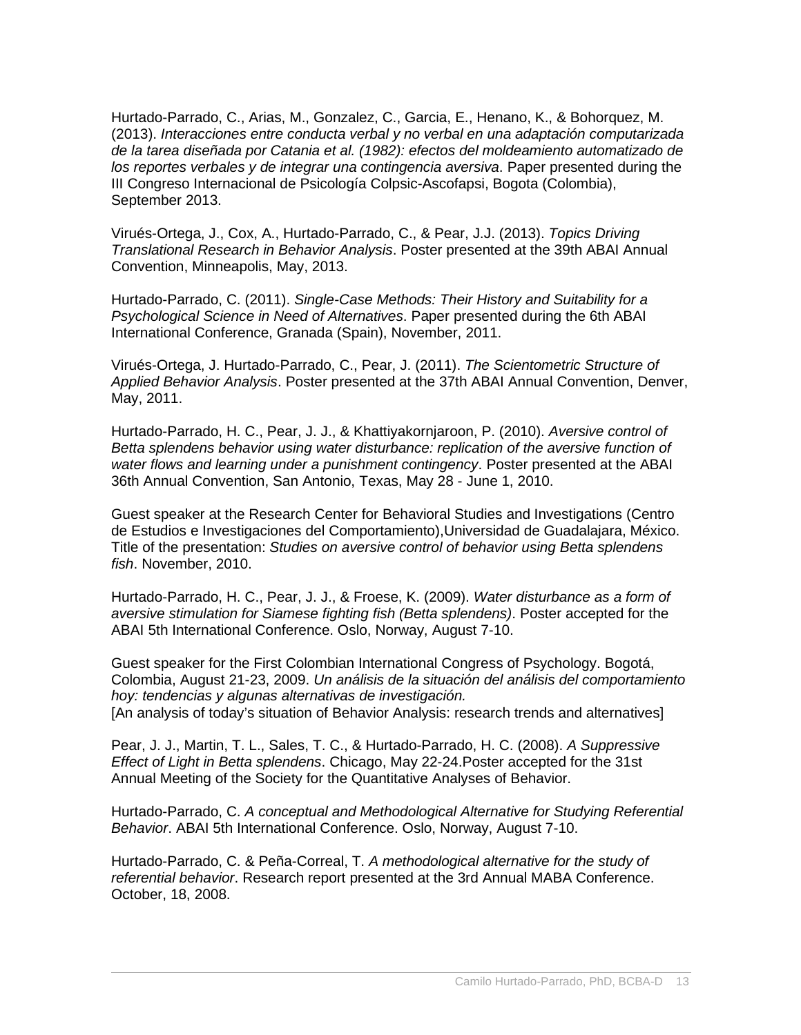Hurtado-Parrado, C., Arias, M., Gonzalez, C., Garcia, E., Henano, K., & Bohorquez, M. (2013). *Interacciones entre conducta verbal y no verbal en una adaptación computarizada de la tarea diseñada por Catania et al. (1982): efectos del moldeamiento automatizado de los reportes verbales y de integrar una contingencia aversiva*. Paper presented during the III Congreso Internacional de Psicología Colpsic-Ascofapsi, Bogota (Colombia), September 2013.

Virués-Ortega, J., Cox, A., Hurtado-Parrado, C., & Pear, J.J. (2013). *Topics Driving Translational Research in Behavior Analysis*. Poster presented at the 39th ABAI Annual Convention, Minneapolis, May, 2013.

Hurtado-Parrado, C. (2011). *Single-Case Methods: Their History and Suitability for a Psychological Science in Need of Alternatives*. Paper presented during the 6th ABAI International Conference, Granada (Spain), November, 2011.

Virués-Ortega, J. Hurtado-Parrado, C., Pear, J. (2011). *The Scientometric Structure of Applied Behavior Analysis*. Poster presented at the 37th ABAI Annual Convention, Denver, May, 2011.

Hurtado-Parrado, H. C., Pear, J. J., & Khattiyakornjaroon, P. (2010). *Aversive control of Betta splendens behavior using water disturbance: replication of the aversive function of water flows and learning under a punishment contingency*. Poster presented at the ABAI 36th Annual Convention, San Antonio, Texas, May 28 - June 1, 2010.

Guest speaker at the Research Center for Behavioral Studies and Investigations (Centro de Estudios e Investigaciones del Comportamiento),Universidad de Guadalajara, México. Title of the presentation: *Studies on aversive control of behavior using Betta splendens fish*. November, 2010.

Hurtado-Parrado, H. C., Pear, J. J., & Froese, K. (2009). *Water disturbance as a form of aversive stimulation for Siamese fighting fish (Betta splendens)*. Poster accepted for the ABAI 5th International Conference. Oslo, Norway, August 7-10.

Guest speaker for the First Colombian International Congress of Psychology. Bogotá, Colombia, August 21-23, 2009. *Un análisis de la situación del análisis del comportamiento hoy: tendencias y algunas alternativas de investigación.*
[An analysis of today's situation of Behavior Analysis: research trends and alternatives]

Pear, J. J., Martin, T. L., Sales, T. C., & Hurtado-Parrado, H. C. (2008). *A Suppressive Effect of Light in Betta splendens*. Chicago, May 22-24.Poster accepted for the 31st Annual Meeting of the Society for the Quantitative Analyses of Behavior.

Hurtado-Parrado, C. *A conceptual and Methodological Alternative for Studying Referential Behavior*. ABAI 5th International Conference. Oslo, Norway, August 7-10.

Hurtado-Parrado, C. & Peña-Correal, T. *A methodological alternative for the study of referential behavior*. Research report presented at the 3rd Annual MABA Conference. October, 18, 2008.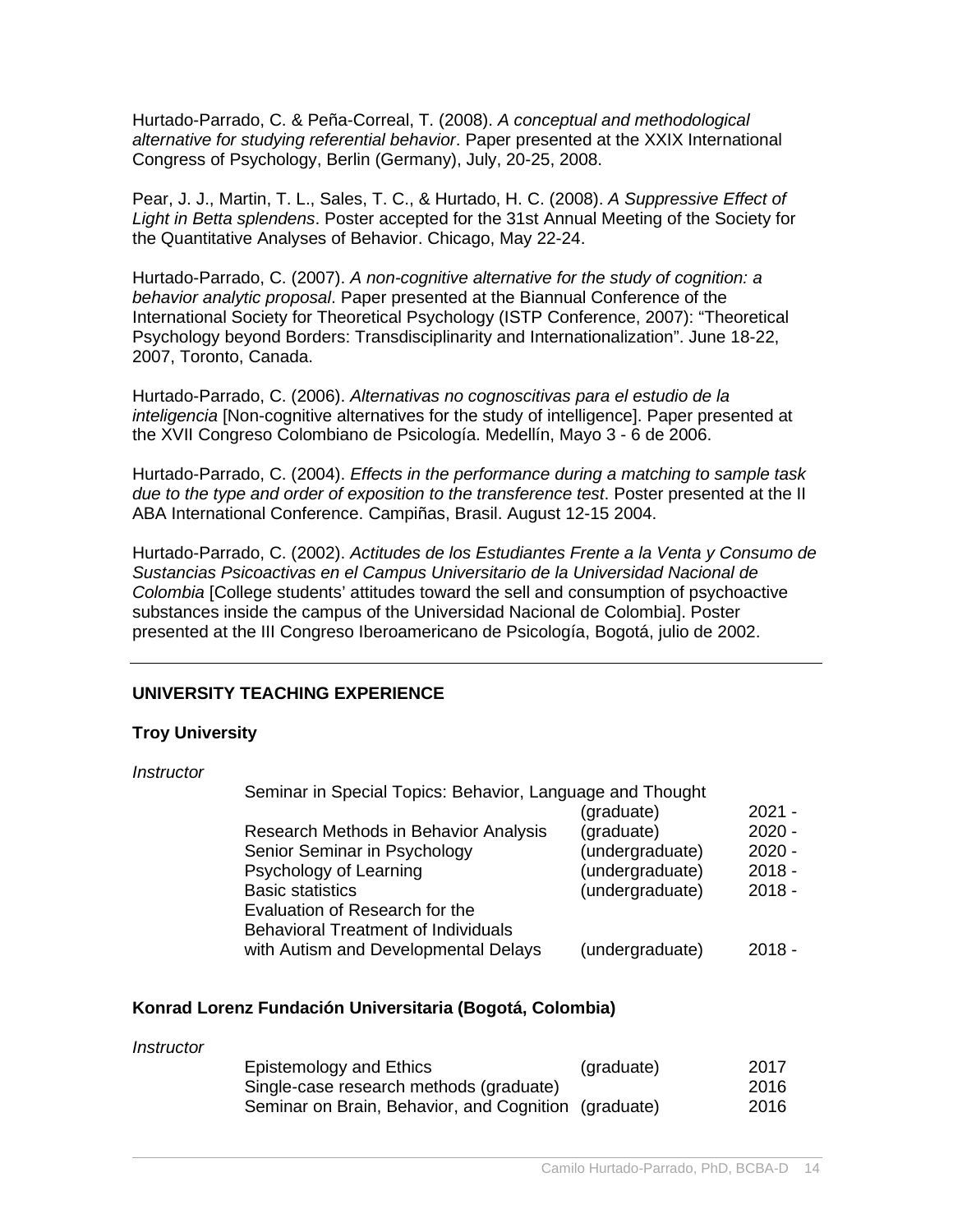Hurtado-Parrado, C. & Peña-Correal, T. (2008). *A conceptual and methodological alternative for studying referential behavior*. Paper presented at the XXIX International Congress of Psychology, Berlin (Germany), July, 20-25, 2008.

Pear, J. J., Martin, T. L., Sales, T. C., & Hurtado, H. C. (2008). *A Suppressive Effect of Light in Betta splendens*. Poster accepted for the 31st Annual Meeting of the Society for the Quantitative Analyses of Behavior. Chicago, May 22-24.

Hurtado-Parrado, C. (2007). *A non-cognitive alternative for the study of cognition: a behavior analytic proposal*. Paper presented at the Biannual Conference of the International Society for Theoretical Psychology (ISTP Conference, 2007): "Theoretical Psychology beyond Borders: Transdisciplinarity and Internationalization". June 18-22, 2007, Toronto, Canada.

Hurtado-Parrado, C. (2006). *Alternativas no cognoscitivas para el estudio de la inteligencia* [Non-cognitive alternatives for the study of intelligence]. Paper presented at the XVII Congreso Colombiano de Psicología. Medellín, Mayo 3 - 6 de 2006.

Hurtado-Parrado, C. (2004). *Effects in the performance during a matching to sample task due to the type and order of exposition to the transference test*. Poster presented at the II ABA International Conference. Campiñas, Brasil. August 12-15 2004.

Hurtado-Parrado, C. (2002). *Actitudes de los Estudiantes Frente a la Venta y Consumo de Sustancias Psicoactivas en el Campus Universitario de la Universidad Nacional de Colombia* [College students' attitudes toward the sell and consumption of psychoactive substances inside the campus of the Universidad Nacional de Colombia]. Poster presented at the III Congreso Iberoamericano de Psicología, Bogotá, julio de 2002.

---

## UNIVERSITY TEACHING EXPERIENCE

### Troy University

*Instructor*

| Course | Level | Year |
|---|---|---|
| Seminar in Special Topics: Behavior, Language and Thought | (graduate) | 2021 - |
| Research Methods in Behavior Analysis | (graduate) | 2020 - |
| Senior Seminar in Psychology | (undergraduate) | 2020 - |
| Psychology of Learning | (undergraduate) | 2018 - |
| Basic statistics | (undergraduate) | 2018 - |
| Evaluation of Research for the Behavioral Treatment of Individuals with Autism and Developmental Delays | (undergraduate) | 2018 - |

### Konrad Lorenz Fundación Universitaria (Bogotá, Colombia)

*Instructor*

| Course | Level | Year |
|---|---|---|
| Epistemology and Ethics | (graduate) | 2017 |
| Single-case research methods (graduate) | | 2016 |
| Seminar on Brain, Behavior, and Cognition | (graduate) | 2016 |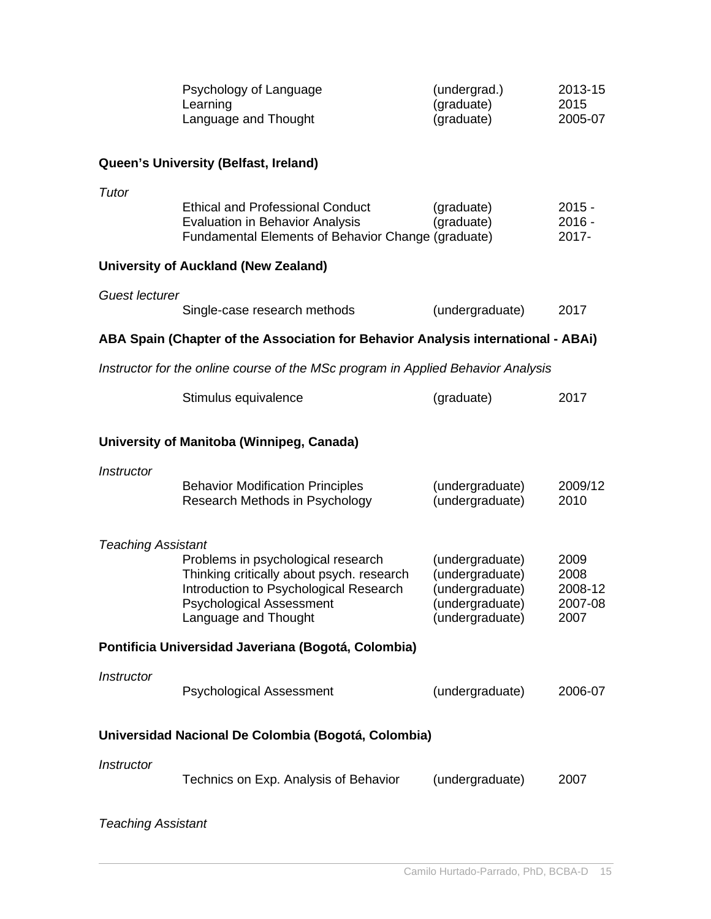| | | |
|---|---|---|
| Psychology of Language | (undergrad.) | 2013-15 |
| Learning | (graduate) | 2015 |
| Language and Thought | (graduate) | 2005-07 |

**Queen's University (Belfast, Ireland)**

*Tutor*

| | | |
|---|---|---|
| Ethical and Professional Conduct | (graduate) | 2015 - |
| Evaluation in Behavior Analysis | (graduate) | 2016 - |
| Fundamental Elements of Behavior Change | (graduate) | 2017- |

**University of Auckland (New Zealand)**

*Guest lecturer*

| | | |
|---|---|---|
| Single-case research methods | (undergraduate) | 2017 |

**ABA Spain (Chapter of the Association for Behavior Analysis international - ABAi)**

*Instructor for the online course of the MSc program in Applied Behavior Analysis*

| | | |
|---|---|---|
| Stimulus equivalence | (graduate) | 2017 |

**University of Manitoba (Winnipeg, Canada)**

*Instructor*

| | | |
|---|---|---|
| Behavior Modification Principles | (undergraduate) | 2009/12 |
| Research Methods in Psychology | (undergraduate) | 2010 |

*Teaching Assistant*

| | | |
|---|---|---|
| Problems in psychological research | (undergraduate) | 2009 |
| Thinking critically about psych. research | (undergraduate) | 2008 |
| Introduction to Psychological Research | (undergraduate) | 2008-12 |
| Psychological Assessment | (undergraduate) | 2007-08 |
| Language and Thought | (undergraduate) | 2007 |

**Pontificia Universidad Javeriana (Bogotá, Colombia)**

*Instructor*

| | | |
|---|---|---|
| Psychological Assessment | (undergraduate) | 2006-07 |

**Universidad Nacional De Colombia (Bogotá, Colombia)**

*Instructor*

| | | |
|---|---|---|
| Technics on Exp. Analysis of Behavior | (undergraduate) | 2007 |

*Teaching Assistant*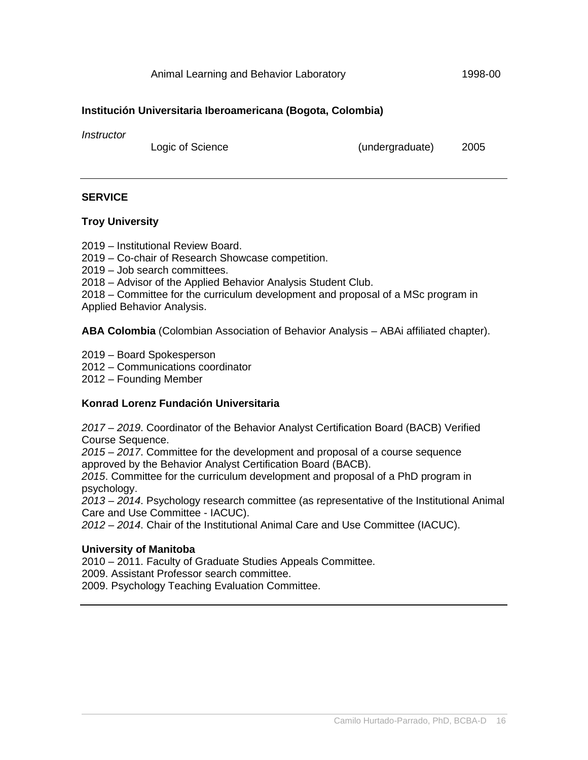Animal Learning and Behavior Laboratory 1998-00

**Institución Universitaria Iberoamericana (Bogota, Colombia)**

*Instructor*

Logic of Science (undergraduate) 2005

---

**SERVICE**

**Troy University**

2019 – Institutional Review Board.
2019 – Co-chair of Research Showcase competition.
2019 – Job search committees.
2018 – Advisor of the Applied Behavior Analysis Student Club.
2018 – Committee for the curriculum development and proposal of a MSc program in Applied Behavior Analysis.

**ABA Colombia** (Colombian Association of Behavior Analysis – ABAi affiliated chapter).

2019 – Board Spokesperson
2012 – Communications coordinator
2012 – Founding Member

**Konrad Lorenz Fundación Universitaria**

*2017 – 2019*. Coordinator of the Behavior Analyst Certification Board (BACB) Verified Course Sequence.
*2015 – 2017*. Committee for the development and proposal of a course sequence approved by the Behavior Analyst Certification Board (BACB).
*2015*. Committee for the curriculum development and proposal of a PhD program in psychology.
*2013 – 2014*. Psychology research committee (as representative of the Institutional Animal Care and Use Committee - IACUC).
*2012 – 2014*. Chair of the Institutional Animal Care and Use Committee (IACUC).

**University of Manitoba**
2010 – 2011. Faculty of Graduate Studies Appeals Committee.
2009. Assistant Professor search committee.
2009. Psychology Teaching Evaluation Committee.

---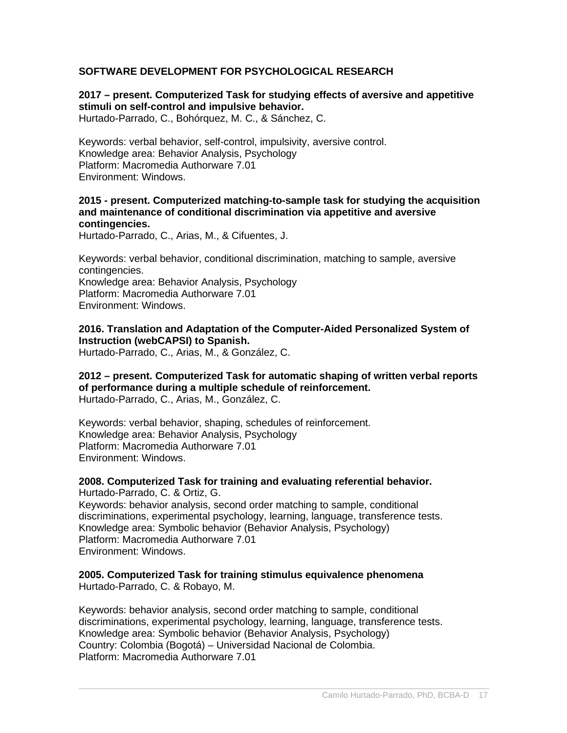## SOFTWARE DEVELOPMENT FOR PSYCHOLOGICAL RESEARCH

**2017 – present. Computerized Task for studying effects of aversive and appetitive stimuli on self-control and impulsive behavior.**
Hurtado-Parrado, C., Bohórquez, M. C., & Sánchez, C.

Keywords: verbal behavior, self-control, impulsivity, aversive control.
Knowledge area: Behavior Analysis, Psychology
Platform: Macromedia Authorware 7.01
Environment: Windows.

**2015 - present. Computerized matching-to-sample task for studying the acquisition and maintenance of conditional discrimination via appetitive and aversive contingencies.**
Hurtado-Parrado, C., Arias, M., & Cifuentes, J.

Keywords: verbal behavior, conditional discrimination, matching to sample, aversive contingencies.
Knowledge area: Behavior Analysis, Psychology
Platform: Macromedia Authorware 7.01
Environment: Windows.

**2016. Translation and Adaptation of the Computer-Aided Personalized System of Instruction (webCAPSI) to Spanish.**
Hurtado-Parrado, C., Arias, M., & González, C.

**2012 – present. Computerized Task for automatic shaping of written verbal reports of performance during a multiple schedule of reinforcement.**
Hurtado-Parrado, C., Arias, M., González, C.

Keywords: verbal behavior, shaping, schedules of reinforcement.
Knowledge area: Behavior Analysis, Psychology
Platform: Macromedia Authorware 7.01
Environment: Windows.

**2008. Computerized Task for training and evaluating referential behavior.**
Hurtado-Parrado, C. & Ortiz, G.
Keywords: behavior analysis, second order matching to sample, conditional discriminations, experimental psychology, learning, language, transference tests.
Knowledge area: Symbolic behavior (Behavior Analysis, Psychology)
Platform: Macromedia Authorware 7.01
Environment: Windows.

**2005. Computerized Task for training stimulus equivalence phenomena**
Hurtado-Parrado, C. & Robayo, M.

Keywords: behavior analysis, second order matching to sample, conditional discriminations, experimental psychology, learning, language, transference tests.
Knowledge area: Symbolic behavior (Behavior Analysis, Psychology)
Country: Colombia (Bogotá) – Universidad Nacional de Colombia.
Platform: Macromedia Authorware 7.01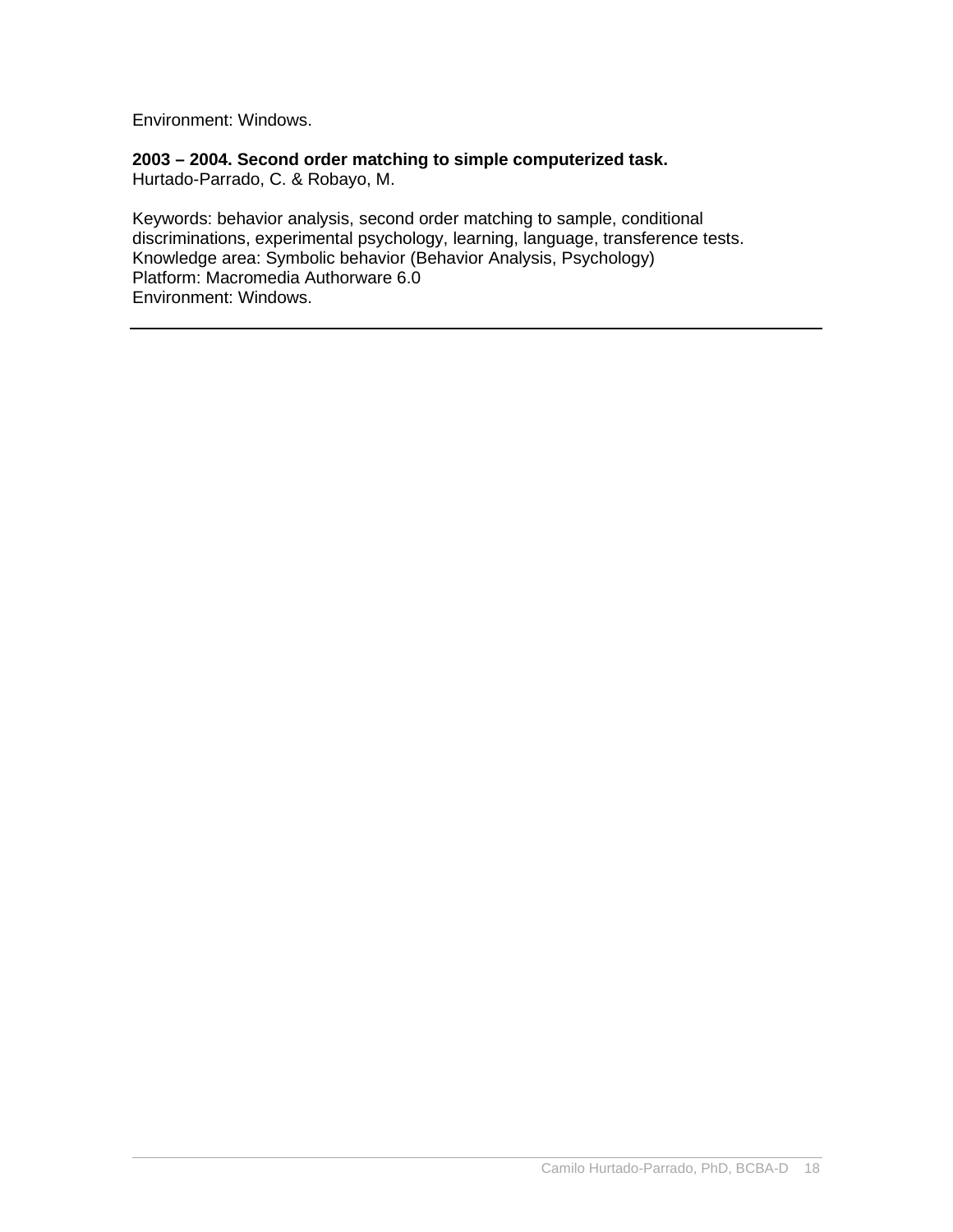Environment: Windows.

**2003 – 2004. Second order matching to simple computerized task.**
Hurtado-Parrado, C. & Robayo, M.

Keywords: behavior analysis, second order matching to sample, conditional discriminations, experimental psychology, learning, language, transference tests.
Knowledge area: Symbolic behavior (Behavior Analysis, Psychology)
Platform: Macromedia Authorware 6.0
Environment: Windows.

---